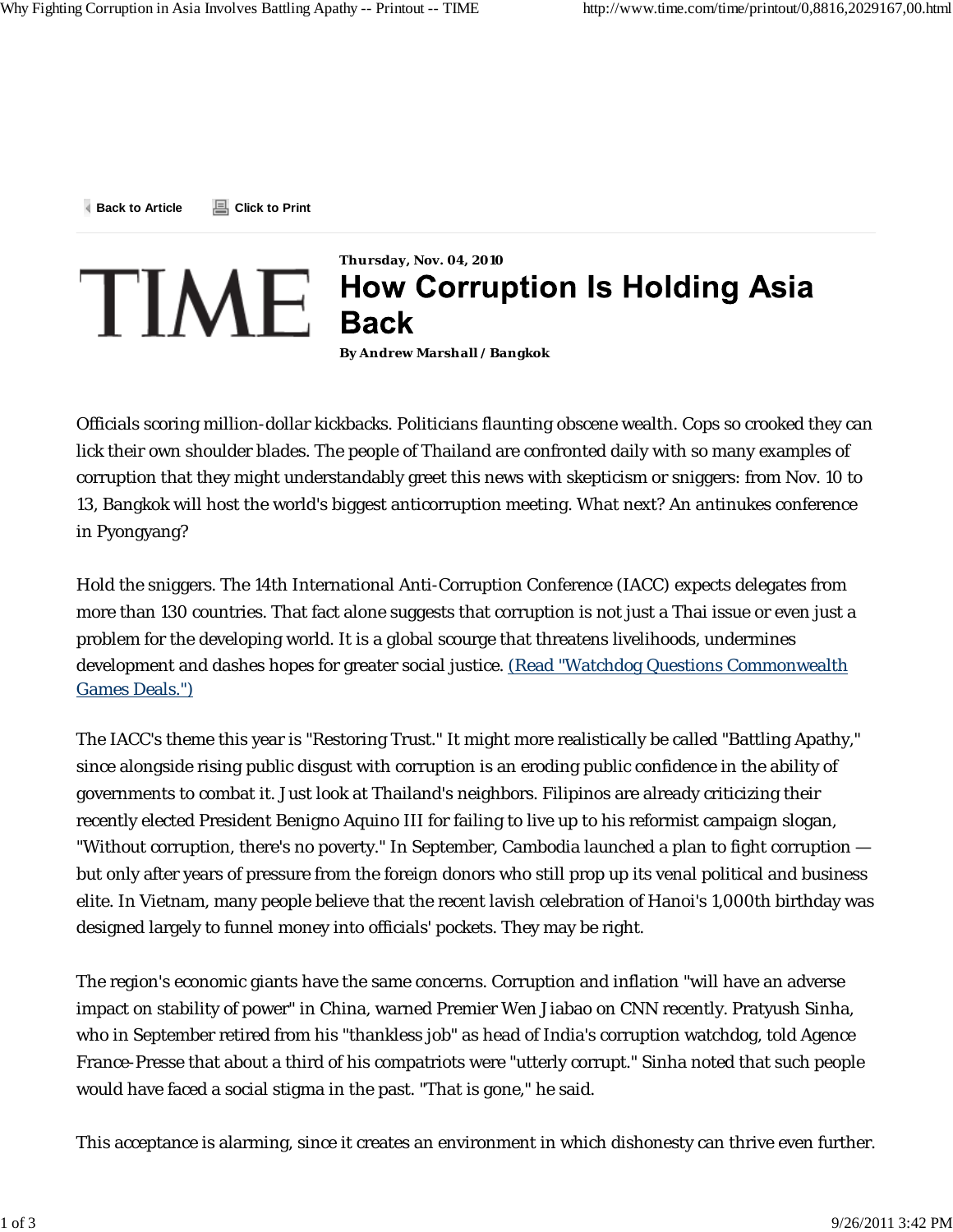Back to Article    Click to Print

**Thursday, Nov. 04, 2010**

# How Corruption Is Holding Asia Back

**By Andrew Marshall / Bangkok**

Officials scoring million-dollar kickbacks. Politicians flaunting obscene wealth. Cops so crooked they can lick their own shoulder blades. The people of Thailand are confronted daily with so many examples of corruption that they might understandably greet this news with skepticism or sniggers: from Nov. 10 to 13, Bangkok will host the world's biggest anticorruption meeting. What next? An antinukes conference in Pyongyang?

Hold the sniggers. The 14th International Anti-Corruption Conference (IACC) expects delegates from more than 130 countries. That fact alone suggests that corruption is not just a Thai issue or even just a problem for the developing world. It is a global scourge that threatens livelihoods, undermines development and dashes hopes for greater social justice. (Read "Watchdog Questions Commonwealth Games Deals.")

The IACC's theme this year is "Restoring Trust." It might more realistically be called "Battling Apathy," since alongside rising public disgust with corruption is an eroding public confidence in the ability of governments to combat it. Just look at Thailand's neighbors. Filipinos are already criticizing their recently elected President Benigno Aquino III for failing to live up to his reformist campaign slogan, "Without corruption, there's no poverty." In September, Cambodia launched a plan to fight corruption — but only after years of pressure from the foreign donors who still prop up its venal political and business elite. In Vietnam, many people believe that the recent lavish celebration of Hanoi's 1,000th birthday was designed largely to funnel money into officials' pockets. They may be right.

The region's economic giants have the same concerns. Corruption and inflation "will have an adverse impact on stability of power" in China, warned Premier Wen Jiabao on CNN recently. Pratyush Sinha, who in September retired from his "thankless job" as head of India's corruption watchdog, told Agence France-Presse that about a third of his compatriots were "utterly corrupt." Sinha noted that such people would have faced a social stigma in the past. "That is gone," he said.

This acceptance is alarming, since it creates an environment in which dishonesty can thrive even further.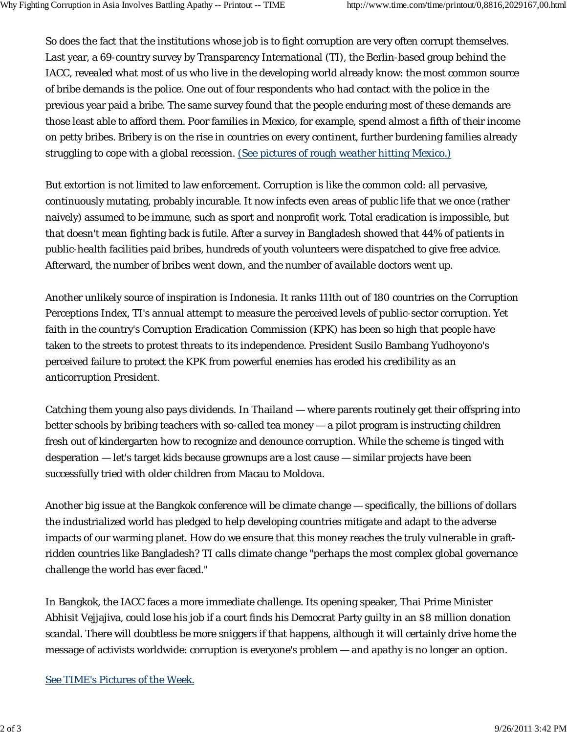So does the fact that the institutions whose job is to fight corruption are very often corrupt themselves. Last year, a 69-country survey by Transparency International (TI), the Berlin-based group behind the IACC, revealed what most of us who live in the developing world already know: the most common source of bribe demands is the police. One out of four respondents who had contact with the police in the previous year paid a bribe. The same survey found that the people enduring most of these demands are those least able to afford them. Poor families in Mexico, for example, spend almost a fifth of their income on petty bribes. Bribery is on the rise in countries on every continent, further burdening families already struggling to cope with a global recession. (See pictures of rough weather hitting Mexico.)

But extortion is not limited to law enforcement. Corruption is like the common cold: all pervasive, continuously mutating, probably incurable. It now infects even areas of public life that we once (rather naively) assumed to be immune, such as sport and nonprofit work. Total eradication is impossible, but that doesn't mean fighting back is futile. After a survey in Bangladesh showed that 44% of patients in public-health facilities paid bribes, hundreds of youth volunteers were dispatched to give free advice. Afterward, the number of bribes went down, and the number of available doctors went up.

Another unlikely source of inspiration is Indonesia. It ranks 111th out of 180 countries on the Corruption Perceptions Index, TI's annual attempt to measure the perceived levels of public-sector corruption. Yet faith in the country's Corruption Eradication Commission (KPK) has been so high that people have taken to the streets to protest threats to its independence. President Susilo Bambang Yudhoyono's perceived failure to protect the KPK from powerful enemies has eroded his credibility as an anticorruption President.

Catching them young also pays dividends. In Thailand — where parents routinely get their offspring into better schools by bribing teachers with so-called tea money — a pilot program is instructing children fresh out of kindergarten how to recognize and denounce corruption. While the scheme is tinged with desperation — let's target kids because grownups are a lost cause — similar projects have been successfully tried with older children from Macau to Moldova.

Another big issue at the Bangkok conference will be climate change — specifically, the billions of dollars the industrialized world has pledged to help developing countries mitigate and adapt to the adverse impacts of our warming planet. How do we ensure that this money reaches the truly vulnerable in graft-ridden countries like Bangladesh? TI calls climate change "perhaps the most complex global governance challenge the world has ever faced."

In Bangkok, the IACC faces a more immediate challenge. Its opening speaker, Thai Prime Minister Abhisit Vejjajiva, could lose his job if a court finds his Democrat Party guilty in an $8 million donation scandal. There will doubtless be more sniggers if that happens, although it will certainly drive home the message of activists worldwide: corruption is everyone's problem — and apathy is no longer an option.

See TIME's Pictures of the Week.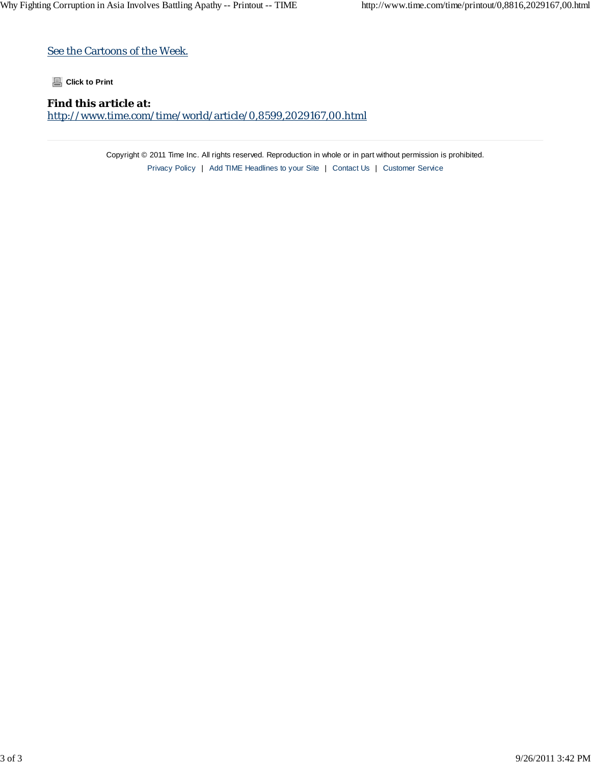See the Cartoons of the Week.

**Click to Print**

**Find this article at:**
http://www.time.com/time/world/article/0,8599,2029167,00.html

---

Copyright © 2011 Time Inc. All rights reserved. Reproduction in whole or in part without permission is prohibited.

Privacy Policy | Add TIME Headlines to your Site | Contact Us | Customer Service